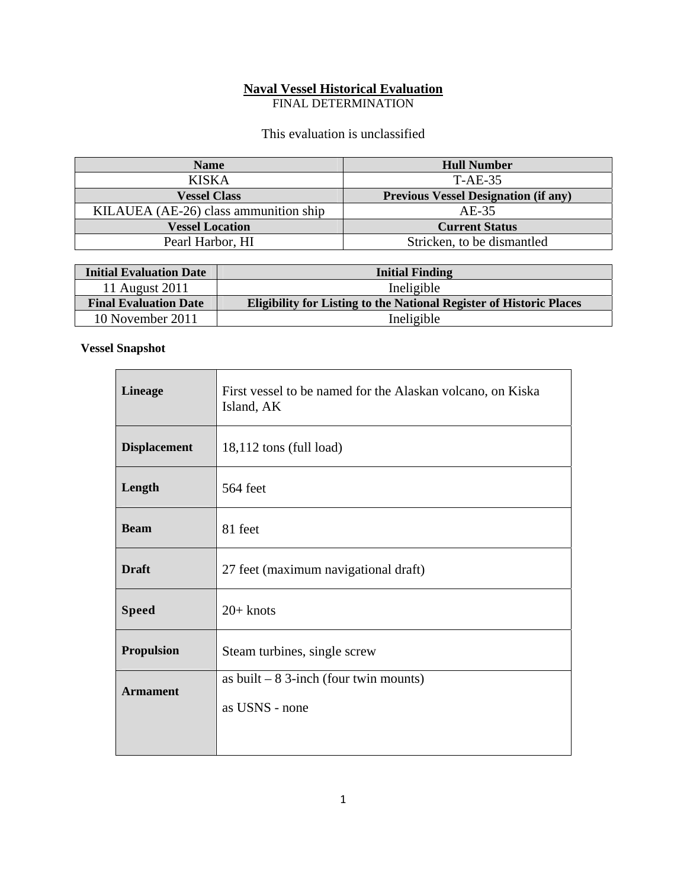# Naval Vessel Historical Evaluation

FINAL DETERMINATION

This evaluation is unclassified

| Name | Hull Number |
|---|---|
| KISKA | T-AE-35 |
| **Vessel Class** | **Previous Vessel Designation (if any)** |
| KILAUEA (AE-26) class ammunition ship | AE-35 |
| **Vessel Location** | **Current Status** |
| Pearl Harbor, HI | Stricken, to be dismantled |

| Initial Evaluation Date | Initial Finding |
|---|---|
| 11 August 2011 | Ineligible |
| **Final Evaluation Date** | **Eligibility for Listing to the National Register of Historic Places** |
| 10 November 2011 | Ineligible |

**Vessel Snapshot**

| | |
|---|---|
| **Lineage** | First vessel to be named for the Alaskan volcano, on Kiska Island, AK |
| **Displacement** | 18,112 tons (full load) |
| **Length** | 564 feet |
| **Beam** | 81 feet |
| **Draft** | 27 feet (maximum navigational draft) |
| **Speed** | 20+ knots |
| **Propulsion** | Steam turbines, single screw |
| **Armament** | as built – 8 3-inch (four twin mounts)<br>as USNS - none |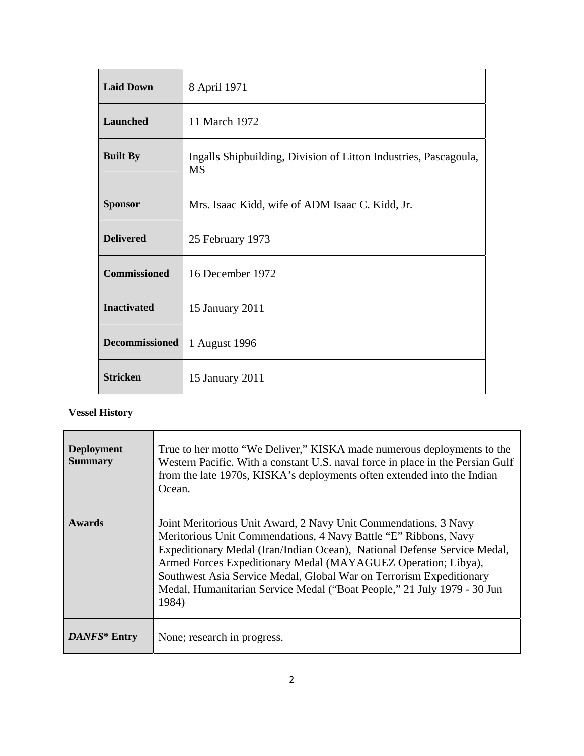| | |
|---|---|
| **Laid Down** | 8 April 1971 |
| **Launched** | 11 March 1972 |
| **Built By** | Ingalls Shipbuilding, Division of Litton Industries, Pascagoula, MS |
| **Sponsor** | Mrs. Isaac Kidd, wife of ADM Isaac C. Kidd, Jr. |
| **Delivered** | 25 February 1973 |
| **Commissioned** | 16 December 1972 |
| **Inactivated** | 15 January 2011 |
| **Decommissioned** | 1 August 1996 |
| **Stricken** | 15 January 2011 |

**Vessel History**

| | |
|---|---|
| **Deployment Summary** | True to her motto "We Deliver," KISKA made numerous deployments to the Western Pacific. With a constant U.S. naval force in place in the Persian Gulf from the late 1970s, KISKA's deployments often extended into the Indian Ocean. |
| **Awards** | Joint Meritorious Unit Award, 2 Navy Unit Commendations, 3 Navy Meritorious Unit Commendations, 4 Navy Battle "E" Ribbons, Navy Expeditionary Medal (Iran/Indian Ocean), National Defense Service Medal, Armed Forces Expeditionary Medal (MAYAGUEZ Operation; Libya), Southwest Asia Service Medal, Global War on Terrorism Expeditionary Medal, Humanitarian Service Medal ("Boat People," 21 July 1979 - 30 Jun 1984) |
| ***DANFS*\* Entry** | None; research in progress. |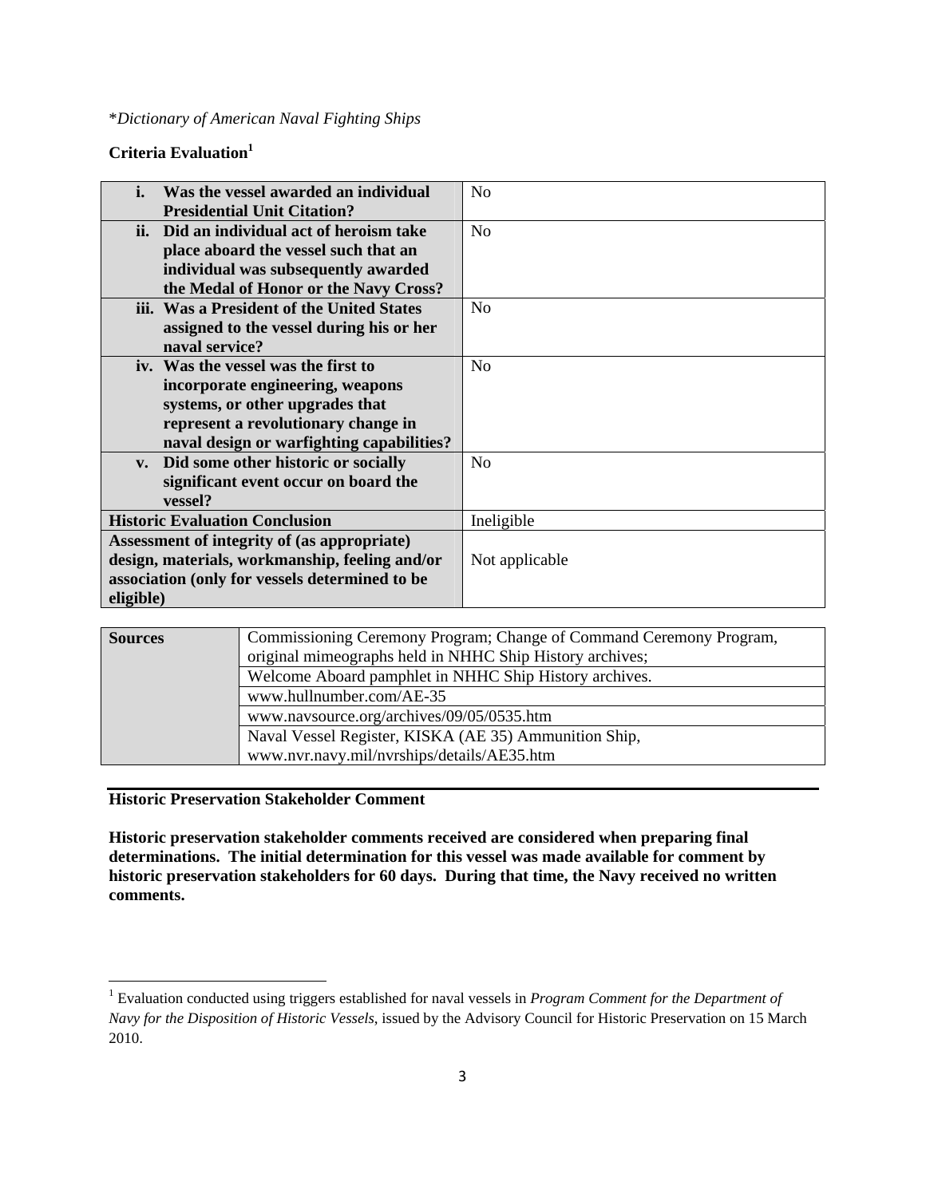\**Dictionary of American Naval Fighting Ships*

**Criteria Evaluation**[1]

| | |
|---|---|
| **i. Was the vessel awarded an individual Presidential Unit Citation?** | No |
| **ii. Did an individual act of heroism take place aboard the vessel such that an individual was subsequently awarded the Medal of Honor or the Navy Cross?** | No |
| **iii. Was a President of the United States assigned to the vessel during his or her naval service?** | No |
| **iv. Was the vessel was the first to incorporate engineering, weapons systems, or other upgrades that represent a revolutionary change in naval design or warfighting capabilities?** | No |
| **v. Did some other historic or socially significant event occur on board the vessel?** | No |
| **Historic Evaluation Conclusion** | Ineligible |
| **Assessment of integrity of (as appropriate) design, materials, workmanship, feeling and/or association (only for vessels determined to be eligible)** | Not applicable |

| | |
|---|---|
| **Sources** | Commissioning Ceremony Program; Change of Command Ceremony Program, original mimeographs held in NHHC Ship History archives; |
| | Welcome Aboard pamphlet in NHHC Ship History archives. |
| | www.hullnumber.com/AE-35 |
| | www.navsource.org/archives/09/05/0535.htm |
| | Naval Vessel Register, KISKA (AE 35) Ammunition Ship, www.nvr.navy.mil/nvrships/details/AE35.htm |

**Historic Preservation Stakeholder Comment**

**Historic preservation stakeholder comments received are considered when preparing final determinations. The initial determination for this vessel was made available for comment by historic preservation stakeholders for 60 days. During that time, the Navy received no written comments.**

[1] Evaluation conducted using triggers established for naval vessels in *Program Comment for the Department of Navy for the Disposition of Historic Vessels*, issued by the Advisory Council for Historic Preservation on 15 March 2010.